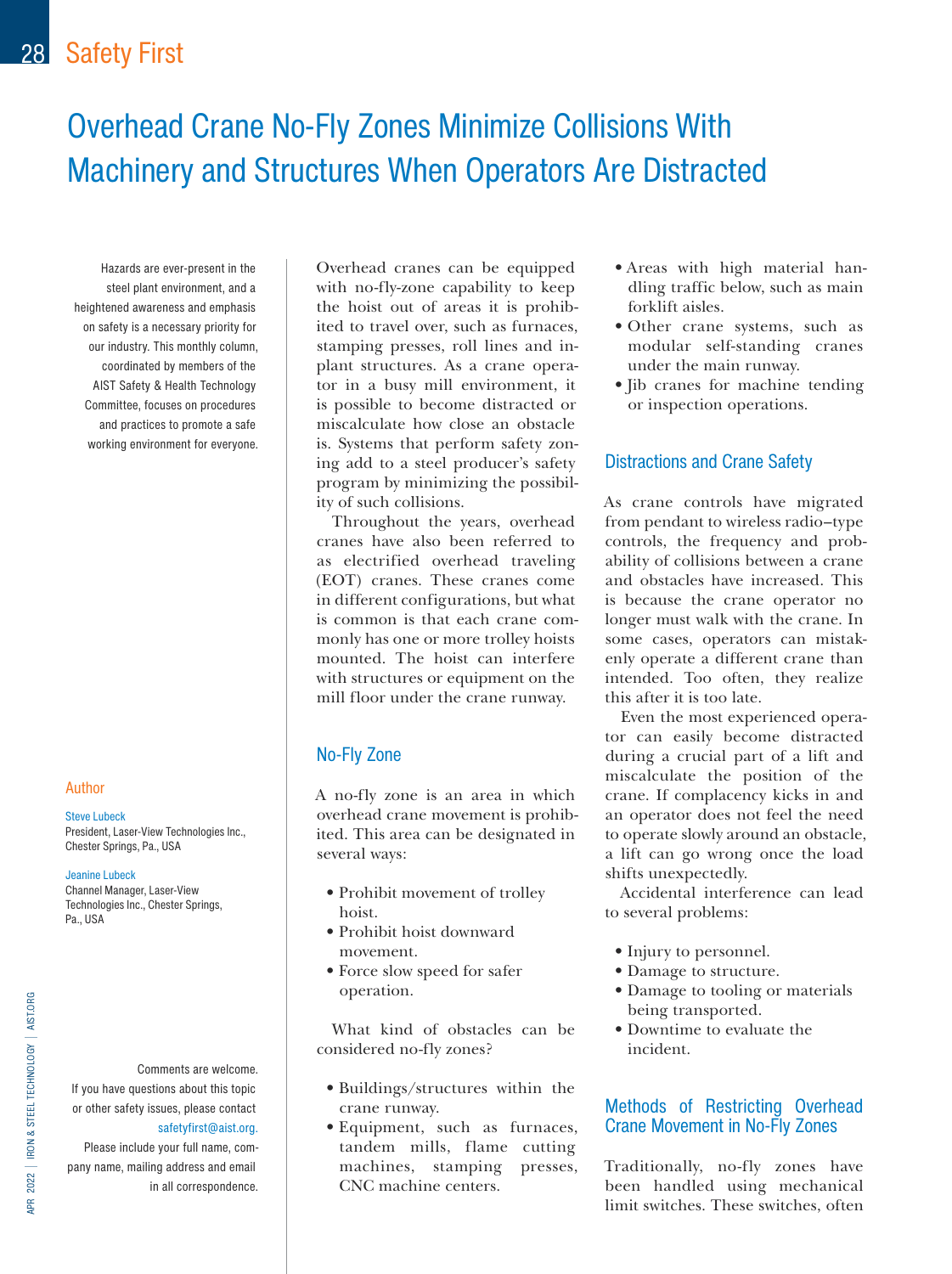# Overhead Crane No-Fly Zones Minimize Collisions With Machinery and Structures When Operators Are Distracted

Hazards are ever-present in the steel plant environment, and a heightened awareness and emphasis on safety is a necessary priority for our industry. This monthly column, coordinated by members of the AIST Safety & Health Technology Committee, focuses on procedures and practices to promote a safe working environment for everyone.

### Author

Steve Lubeck
President, Laser-View Technologies Inc., Chester Springs, Pa., USA

Jeanine Lubeck
Channel Manager, Laser-View Technologies Inc., Chester Springs, Pa., USA

Comments are welcome. If you have questions about this topic or other safety issues, please contact safetyfirst@aist.org. Please include your full name, company name, mailing address and email in all correspondence.

Overhead cranes can be equipped with no-fly-zone capability to keep the hoist out of areas it is prohibited to travel over, such as furnaces, stamping presses, roll lines and in-plant structures. As a crane operator in a busy mill environment, it is possible to become distracted or miscalculate how close an obstacle is. Systems that perform safety zoning add to a steel producer's safety program by minimizing the possibility of such collisions.

Throughout the years, overhead cranes have also been referred to as electrified overhead traveling (EOT) cranes. These cranes come in different configurations, but what is common is that each crane commonly has one or more trolley hoists mounted. The hoist can interfere with structures or equipment on the mill floor under the crane runway.

## No-Fly Zone

A no-fly zone is an area in which overhead crane movement is prohibited. This area can be designated in several ways:

- Prohibit movement of trolley hoist.
- Prohibit hoist downward movement.
- Force slow speed for safer operation.

What kind of obstacles can be considered no-fly zones?

- Buildings/structures within the crane runway.
- Equipment, such as furnaces, tandem mills, flame cutting machines, stamping presses, CNC machine centers.
- Areas with high material handling traffic below, such as main forklift aisles.
- Other crane systems, such as modular self-standing cranes under the main runway.
- Jib cranes for machine tending or inspection operations.

## Distractions and Crane Safety

As crane controls have migrated from pendant to wireless radio–type controls, the frequency and probability of collisions between a crane and obstacles have increased. This is because the crane operator no longer must walk with the crane. In some cases, operators can mistakenly operate a different crane than intended. Too often, they realize this after it is too late.

Even the most experienced operator can easily become distracted during a crucial part of a lift and miscalculate the position of the crane. If complacency kicks in and an operator does not feel the need to operate slowly around an obstacle, a lift can go wrong once the load shifts unexpectedly.

Accidental interference can lead to several problems:

- Injury to personnel.
- Damage to structure.
- Damage to tooling or materials being transported.
- Downtime to evaluate the incident.

## Methods of Restricting Overhead Crane Movement in No-Fly Zones

Traditionally, no-fly zones have been handled using mechanical limit switches. These switches, often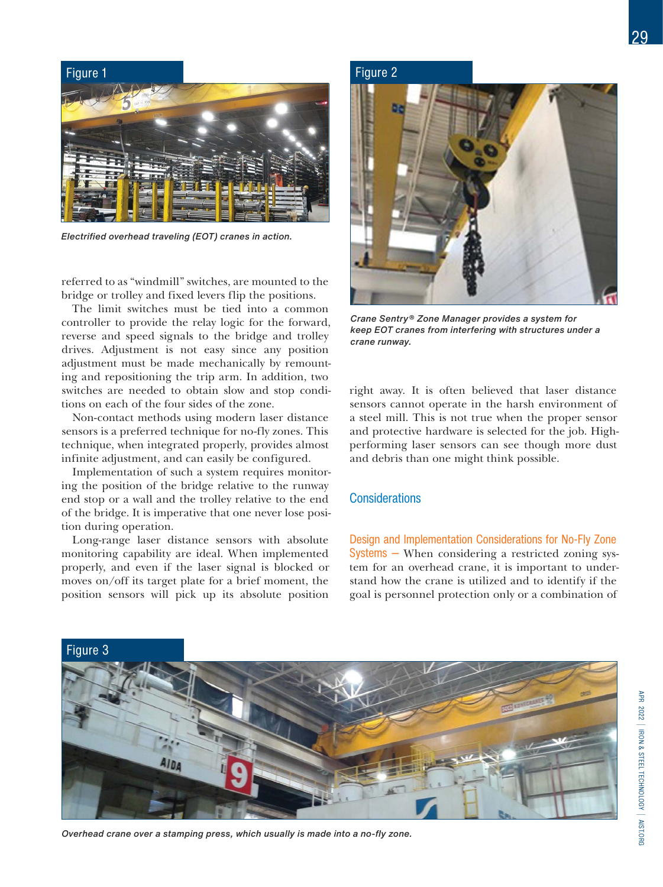Figure 1

*Electrified overhead traveling (EOT) cranes in action.*

referred to as "windmill" switches, are mounted to the bridge or trolley and fixed levers flip the positions.

The limit switches must be tied into a common controller to provide the relay logic for the forward, reverse and speed signals to the bridge and trolley drives. Adjustment is not easy since any position adjustment must be made mechanically by remounting and repositioning the trip arm. In addition, two switches are needed to obtain slow and stop conditions on each of the four sides of the zone.

Non-contact methods using modern laser distance sensors is a preferred technique for no-fly zones. This technique, when integrated properly, provides almost infinite adjustment, and can easily be configured.

Implementation of such a system requires monitoring the position of the bridge relative to the runway end stop or a wall and the trolley relative to the end of the bridge. It is imperative that one never lose position during operation.

Long-range laser distance sensors with absolute monitoring capability are ideal. When implemented properly, and even if the laser signal is blocked or moves on/off its target plate for a brief moment, the position sensors will pick up its absolute position right away. It is often believed that laser distance sensors cannot operate in the harsh environment of a steel mill. This is not true when the proper sensor and protective hardware is selected for the job. High-performing laser sensors can see though more dust and debris than one might think possible.

Figure 2

*Crane Sentry® Zone Manager provides a system for keep EOT cranes from interfering with structures under a crane runway.*

## Considerations

**Design and Implementation Considerations for No-Fly Zone Systems —** When considering a restricted zoning system for an overhead crane, it is important to understand how the crane is utilized and to identify if the goal is personnel protection only or a combination of

Figure 3

*Overhead crane over a stamping press, which usually is made into a no-fly zone.*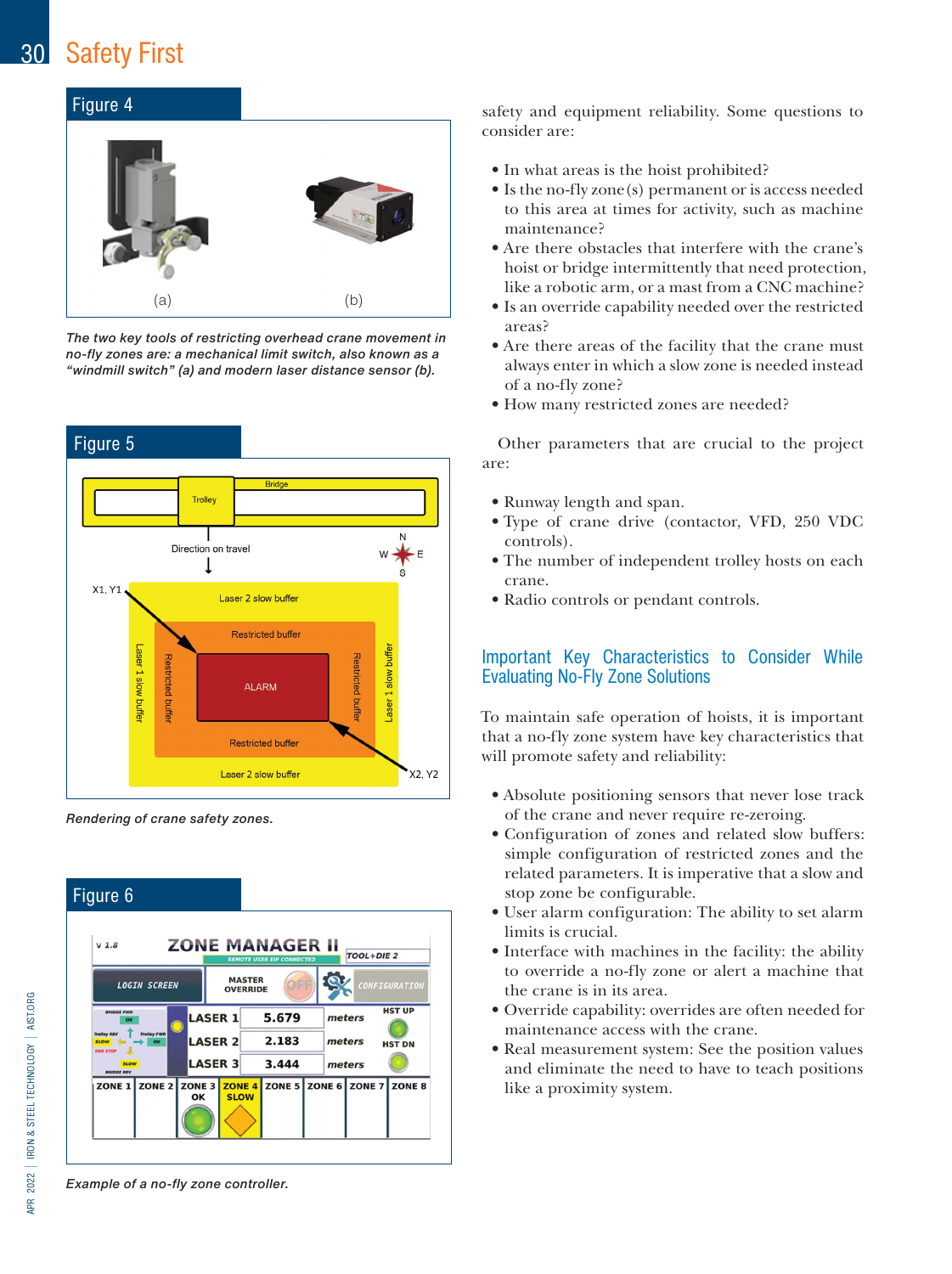### Figure 4

(a) (b)

*The two key tools of restricting overhead crane movement in no-fly zones are: a mechanical limit switch, also known as a "windmill switch" (a) and modern laser distance sensor (b).*

### Figure 5

*Rendering of crane safety zones.*

### Figure 6

*Example of a no-fly zone controller.*

safety and equipment reliability. Some questions to consider are:

- In what areas is the hoist prohibited?
- Is the no-fly zone(s) permanent or is access needed to this area at times for activity, such as machine maintenance?
- Are there obstacles that interfere with the crane's hoist or bridge intermittently that need protection, like a robotic arm, or a mast from a CNC machine?
- Is an override capability needed over the restricted areas?
- Are there areas of the facility that the crane must always enter in which a slow zone is needed instead of a no-fly zone?
- How many restricted zones are needed?

Other parameters that are crucial to the project are:

- Runway length and span.
- Type of crane drive (contactor, VFD, 250 VDC controls).
- The number of independent trolley hosts on each crane.
- Radio controls or pendant controls.

## Important Key Characteristics to Consider While Evaluating No-Fly Zone Solutions

To maintain safe operation of hoists, it is important that a no-fly zone system have key characteristics that will promote safety and reliability:

- Absolute positioning sensors that never lose track of the crane and never require re-zeroing.
- Configuration of zones and related slow buffers: simple configuration of restricted zones and the related parameters. It is imperative that a slow and stop zone be configurable.
- User alarm configuration: The ability to set alarm limits is crucial.
- Interface with machines in the facility: the ability to override a no-fly zone or alert a machine that the crane is in its area.
- Override capability: overrides are often needed for maintenance access with the crane.
- Real measurement system: See the position values and eliminate the need to have to teach positions like a proximity system.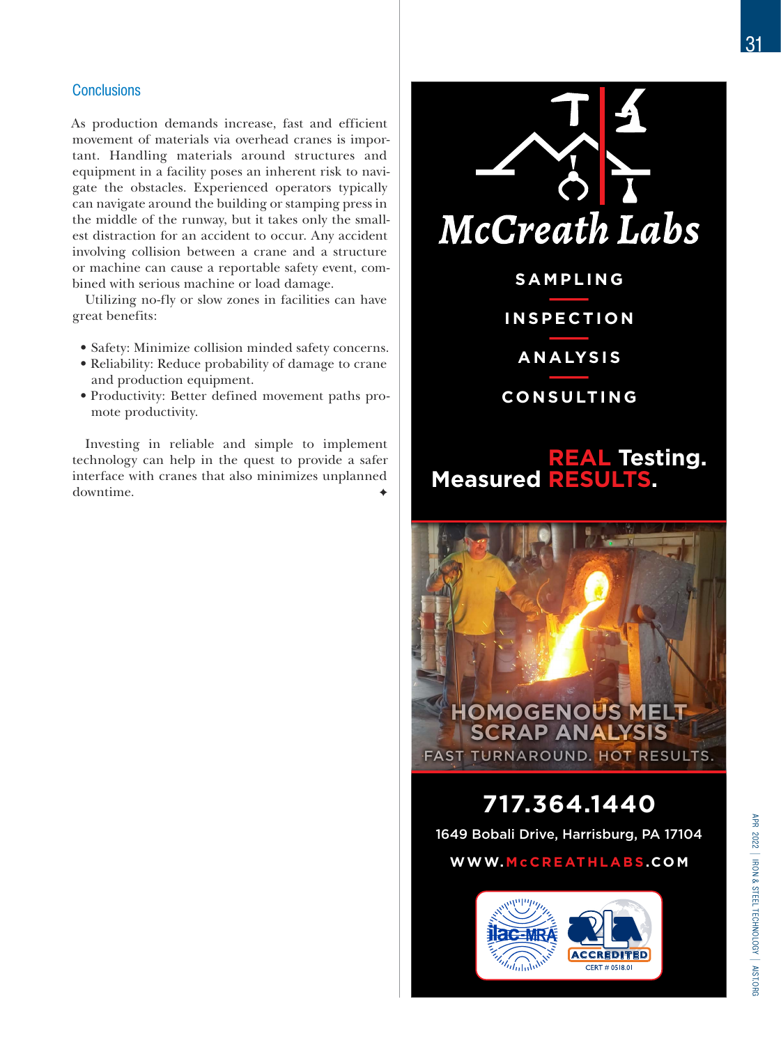## Conclusions

As production demands increase, fast and efficient movement of materials via overhead cranes is important. Handling materials around structures and equipment in a facility poses an inherent risk to navigate the obstacles. Experienced operators typically can navigate around the building or stamping press in the middle of the runway, but it takes only the smallest distraction for an accident to occur. Any accident involving collision between a crane and a structure or machine can cause a reportable safety event, combined with serious machine or load damage.

Utilizing no-fly or slow zones in facilities can have great benefits:

- Safety: Minimize collision minded safety concerns.
- Reliability: Reduce probability of damage to crane and production equipment.
- Productivity: Better defined movement paths promote productivity.

Investing in reliable and simple to implement technology can help in the quest to provide a safer interface with cranes that also minimizes unplanned downtime. ✦

McCreath Labs

SAMPLING

INSPECTION

ANALYSIS

CONSULTING

REAL Testing. Measured RESULTS.

HOMOGENOUS MELT SCRAP ANALYSIS

FAST TURNAROUND. HOT RESULTS.

717.364.1440

1649 Bobali Drive, Harrisburg, PA 17104

WWW.McCREATHLABS.COM

ilac-MRA A2LA ACCREDITED CERT # 0518.01